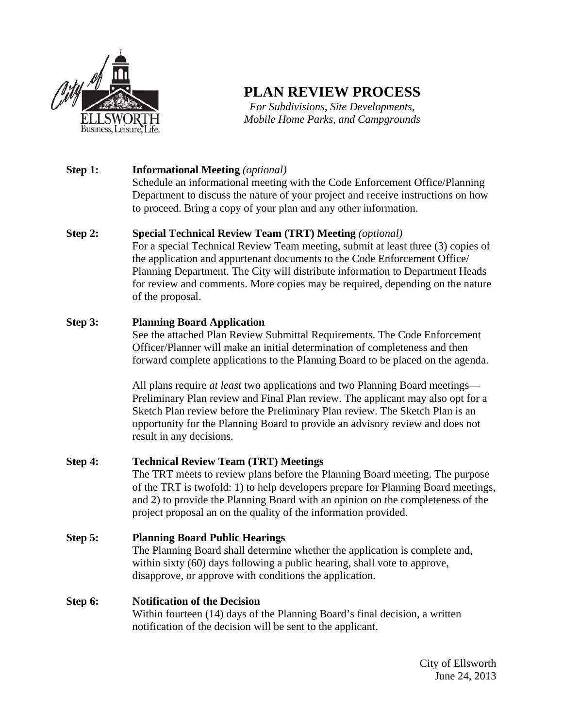City of ELLSWORTH
Business, Leisure, Life.

# PLAN REVIEW PROCESS

*For Subdivisions, Site Developments, Mobile Home Parks, and Campgrounds*

**Step 1: Informational Meeting** *(optional)*

Schedule an informational meeting with the Code Enforcement Office/Planning Department to discuss the nature of your project and receive instructions on how to proceed. Bring a copy of your plan and any other information.

**Step 2: Special Technical Review Team (TRT) Meeting** *(optional)*

For a special Technical Review Team meeting, submit at least three (3) copies of the application and appurtenant documents to the Code Enforcement Office/ Planning Department. The City will distribute information to Department Heads for review and comments. More copies may be required, depending on the nature of the proposal.

**Step 3: Planning Board Application**

See the attached Plan Review Submittal Requirements. The Code Enforcement Officer/Planner will make an initial determination of completeness and then forward complete applications to the Planning Board to be placed on the agenda.

All plans require *at least* two applications and two Planning Board meetings—Preliminary Plan review and Final Plan review. The applicant may also opt for a Sketch Plan review before the Preliminary Plan review. The Sketch Plan is an opportunity for the Planning Board to provide an advisory review and does not result in any decisions.

**Step 4: Technical Review Team (TRT) Meetings**

The TRT meets to review plans before the Planning Board meeting. The purpose of the TRT is twofold: 1) to help developers prepare for Planning Board meetings, and 2) to provide the Planning Board with an opinion on the completeness of the project proposal an on the quality of the information provided.

**Step 5: Planning Board Public Hearings**

The Planning Board shall determine whether the application is complete and, within sixty (60) days following a public hearing, shall vote to approve, disapprove, or approve with conditions the application.

**Step 6: Notification of the Decision**

Within fourteen (14) days of the Planning Board's final decision, a written notification of the decision will be sent to the applicant.

City of Ellsworth
June 24, 2013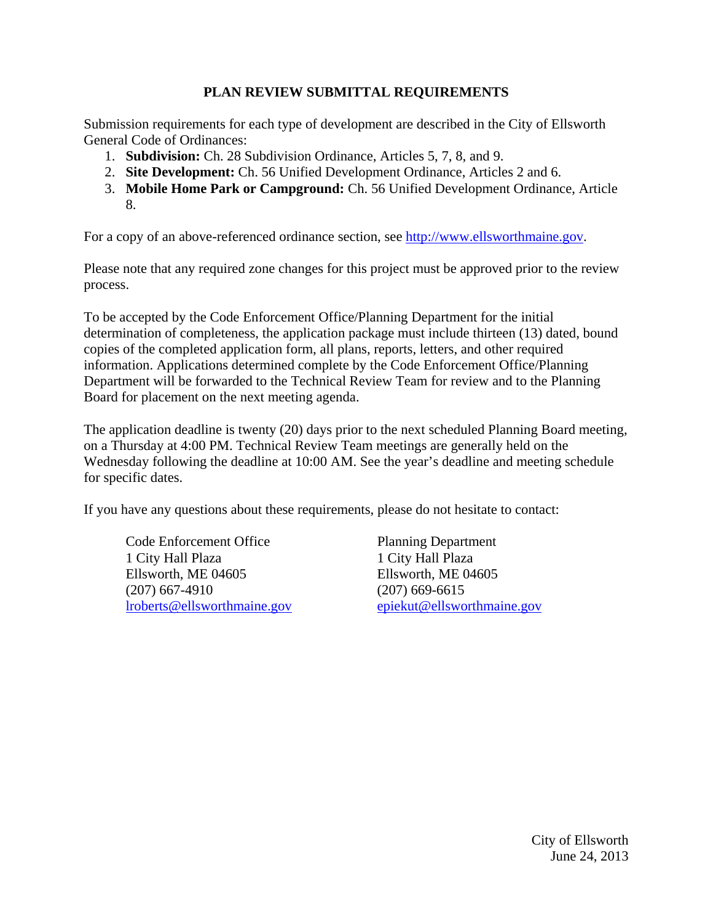## PLAN REVIEW SUBMITTAL REQUIREMENTS

Submission requirements for each type of development are described in the City of Ellsworth General Code of Ordinances:

1. **Subdivision:** Ch. 28 Subdivision Ordinance, Articles 5, 7, 8, and 9.
2. **Site Development:** Ch. 56 Unified Development Ordinance, Articles 2 and 6.
3. **Mobile Home Park or Campground:** Ch. 56 Unified Development Ordinance, Article 8.

For a copy of an above-referenced ordinance section, see [http://www.ellsworthmaine.gov](http://www.ellsworthmaine.gov).

Please note that any required zone changes for this project must be approved prior to the review process.

To be accepted by the Code Enforcement Office/Planning Department for the initial determination of completeness, the application package must include thirteen (13) dated, bound copies of the completed application form, all plans, reports, letters, and other required information. Applications determined complete by the Code Enforcement Office/Planning Department will be forwarded to the Technical Review Team for review and to the Planning Board for placement on the next meeting agenda.

The application deadline is twenty (20) days prior to the next scheduled Planning Board meeting, on a Thursday at 4:00 PM. Technical Review Team meetings are generally held on the Wednesday following the deadline at 10:00 AM. See the year's deadline and meeting schedule for specific dates.

If you have any questions about these requirements, please do not hesitate to contact:

Code Enforcement Office
1 City Hall Plaza
Ellsworth, ME 04605
(207) 667-4910
[lroberts@ellsworthmaine.gov](mailto:lroberts@ellsworthmaine.gov)

Planning Department
1 City Hall Plaza
Ellsworth, ME 04605
(207) 669-6615
[epiekut@ellsworthmaine.gov](mailto:epiekut@ellsworthmaine.gov)

City of Ellsworth
June 24, 2013